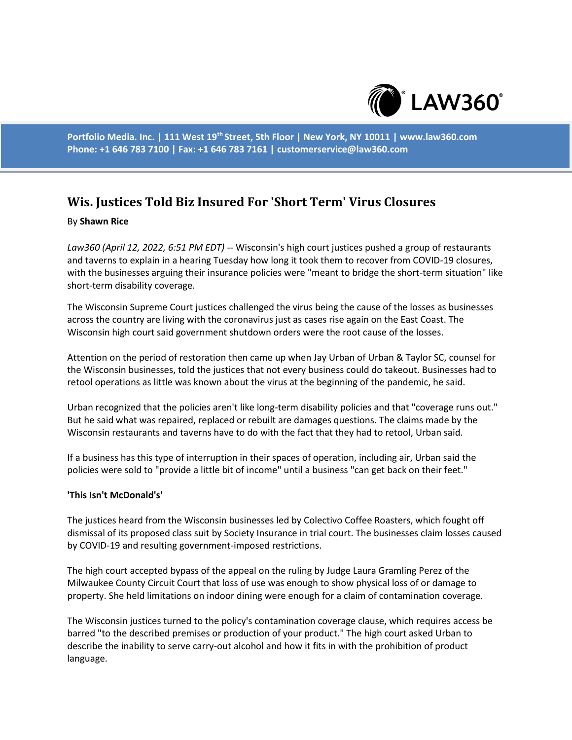Portfolio Media. Inc. | 111 West 19th Street, 5th Floor | New York, NY 10011 | www.law360.com
Phone: +1 646 783 7100 | Fax: +1 646 783 7161 | customerservice@law360.com

# Wis. Justices Told Biz Insured For 'Short Term' Virus Closures

By **Shawn Rice**

*Law360 (April 12, 2022, 6:51 PM EDT)* -- Wisconsin's high court justices pushed a group of restaurants and taverns to explain in a hearing Tuesday how long it took them to recover from COVID-19 closures, with the businesses arguing their insurance policies were "meant to bridge the short-term situation" like short-term disability coverage.

The Wisconsin Supreme Court justices challenged the virus being the cause of the losses as businesses across the country are living with the coronavirus just as cases rise again on the East Coast. The Wisconsin high court said government shutdown orders were the root cause of the losses.

Attention on the period of restoration then came up when Jay Urban of Urban & Taylor SC, counsel for the Wisconsin businesses, told the justices that not every business could do takeout. Businesses had to retool operations as little was known about the virus at the beginning of the pandemic, he said.

Urban recognized that the policies aren't like long-term disability policies and that "coverage runs out." But he said what was repaired, replaced or rebuilt are damages questions. The claims made by the Wisconsin restaurants and taverns have to do with the fact that they had to retool, Urban said.

If a business has this type of interruption in their spaces of operation, including air, Urban said the policies were sold to "provide a little bit of income" until a business "can get back on their feet."

**'This Isn't McDonald's'**

The justices heard from the Wisconsin businesses led by Colectivo Coffee Roasters, which fought off dismissal of its proposed class suit by Society Insurance in trial court. The businesses claim losses caused by COVID-19 and resulting government-imposed restrictions.

The high court accepted bypass of the appeal on the ruling by Judge Laura Gramling Perez of the Milwaukee County Circuit Court that loss of use was enough to show physical loss of or damage to property. She held limitations on indoor dining were enough for a claim of contamination coverage.

The Wisconsin justices turned to the policy's contamination coverage clause, which requires access be barred "to the described premises or production of your product." The high court asked Urban to describe the inability to serve carry-out alcohol and how it fits in with the prohibition of product language.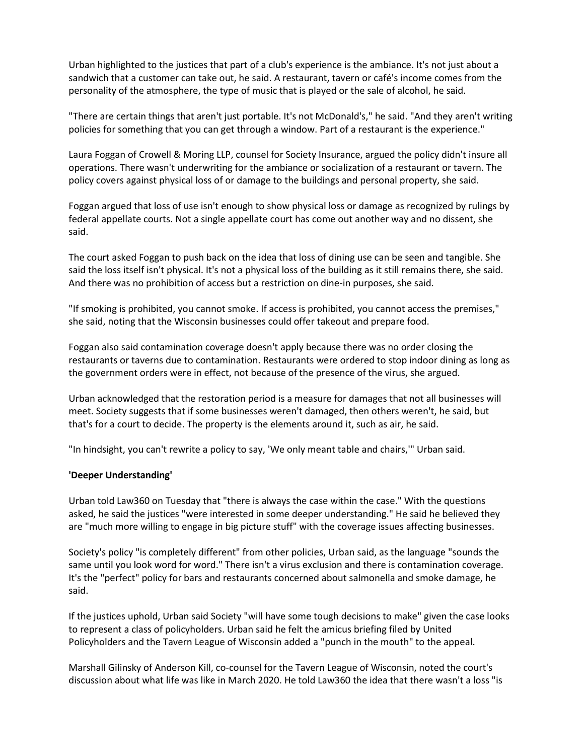Urban highlighted to the justices that part of a club's experience is the ambiance. It's not just about a sandwich that a customer can take out, he said. A restaurant, tavern or café's income comes from the personality of the atmosphere, the type of music that is played or the sale of alcohol, he said.

"There are certain things that aren't just portable. It's not McDonald's," he said. "And they aren't writing policies for something that you can get through a window. Part of a restaurant is the experience."

Laura Foggan of Crowell & Moring LLP, counsel for Society Insurance, argued the policy didn't insure all operations. There wasn't underwriting for the ambiance or socialization of a restaurant or tavern. The policy covers against physical loss of or damage to the buildings and personal property, she said.

Foggan argued that loss of use isn't enough to show physical loss or damage as recognized by rulings by federal appellate courts. Not a single appellate court has come out another way and no dissent, she said.

The court asked Foggan to push back on the idea that loss of dining use can be seen and tangible. She said the loss itself isn't physical. It's not a physical loss of the building as it still remains there, she said. And there was no prohibition of access but a restriction on dine-in purposes, she said.

"If smoking is prohibited, you cannot smoke. If access is prohibited, you cannot access the premises," she said, noting that the Wisconsin businesses could offer takeout and prepare food.

Foggan also said contamination coverage doesn't apply because there was no order closing the restaurants or taverns due to contamination. Restaurants were ordered to stop indoor dining as long as the government orders were in effect, not because of the presence of the virus, she argued.

Urban acknowledged that the restoration period is a measure for damages that not all businesses will meet. Society suggests that if some businesses weren't damaged, then others weren't, he said, but that's for a court to decide. The property is the elements around it, such as air, he said.

"In hindsight, you can't rewrite a policy to say, 'We only meant table and chairs,'" Urban said.

**'Deeper Understanding'**

Urban told Law360 on Tuesday that "there is always the case within the case." With the questions asked, he said the justices "were interested in some deeper understanding." He said he believed they are "much more willing to engage in big picture stuff" with the coverage issues affecting businesses.

Society's policy "is completely different" from other policies, Urban said, as the language "sounds the same until you look word for word." There isn't a virus exclusion and there is contamination coverage. It's the "perfect" policy for bars and restaurants concerned about salmonella and smoke damage, he said.

If the justices uphold, Urban said Society "will have some tough decisions to make" given the case looks to represent a class of policyholders. Urban said he felt the amicus briefing filed by United Policyholders and the Tavern League of Wisconsin added a "punch in the mouth" to the appeal.

Marshall Gilinsky of Anderson Kill, co-counsel for the Tavern League of Wisconsin, noted the court's discussion about what life was like in March 2020. He told Law360 the idea that there wasn't a loss "is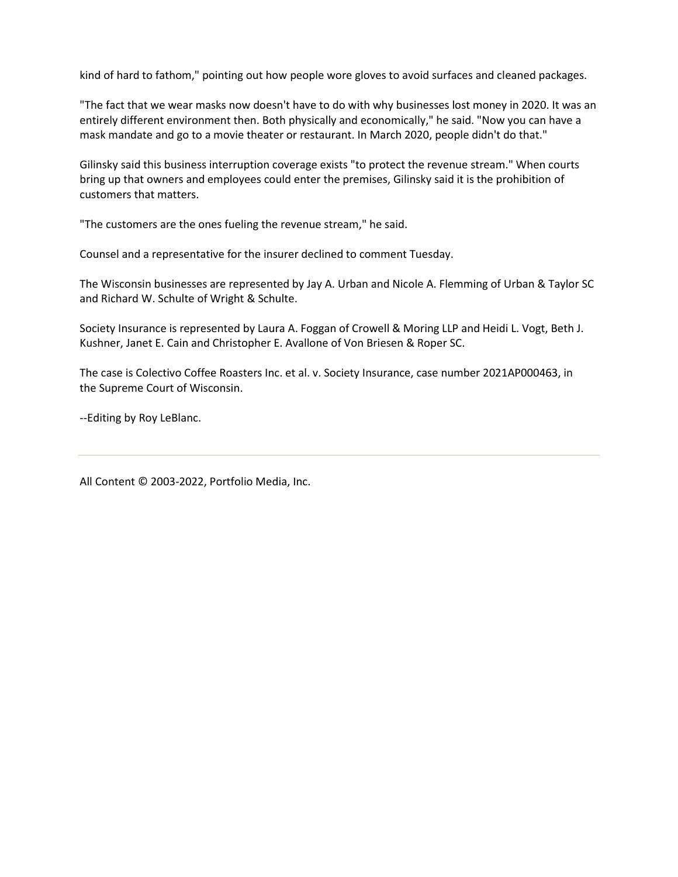kind of hard to fathom," pointing out how people wore gloves to avoid surfaces and cleaned packages.

"The fact that we wear masks now doesn't have to do with why businesses lost money in 2020. It was an entirely different environment then. Both physically and economically," he said. "Now you can have a mask mandate and go to a movie theater or restaurant. In March 2020, people didn't do that."

Gilinsky said this business interruption coverage exists "to protect the revenue stream." When courts bring up that owners and employees could enter the premises, Gilinsky said it is the prohibition of customers that matters.

"The customers are the ones fueling the revenue stream," he said.

Counsel and a representative for the insurer declined to comment Tuesday.

The Wisconsin businesses are represented by Jay A. Urban and Nicole A. Flemming of Urban & Taylor SC and Richard W. Schulte of Wright & Schulte.

Society Insurance is represented by Laura A. Foggan of Crowell & Moring LLP and Heidi L. Vogt, Beth J. Kushner, Janet E. Cain and Christopher E. Avallone of Von Briesen & Roper SC.

The case is Colectivo Coffee Roasters Inc. et al. v. Society Insurance, case number 2021AP000463, in the Supreme Court of Wisconsin.

--Editing by Roy LeBlanc.

---

All Content © 2003-2022, Portfolio Media, Inc.